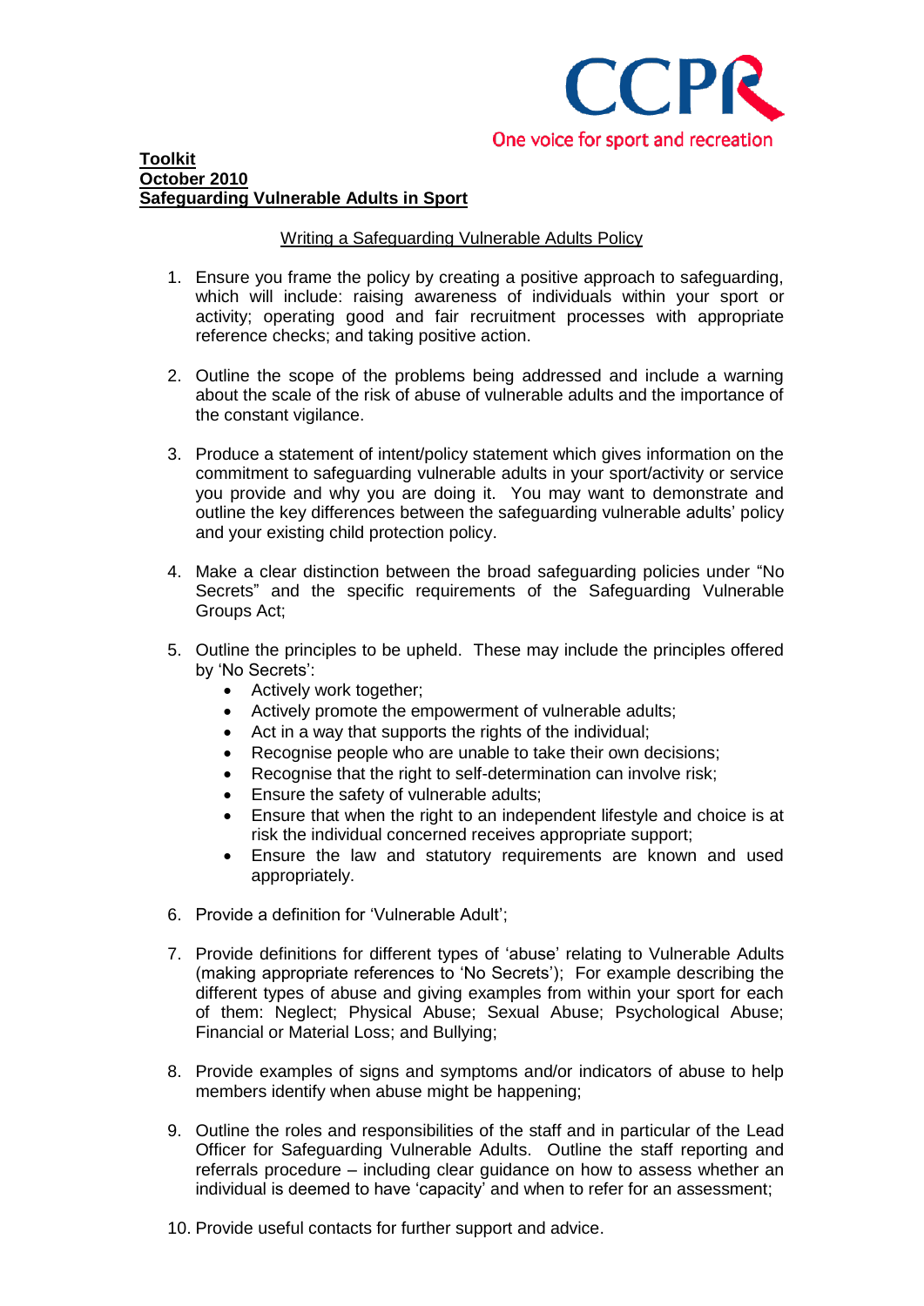CCPR

One voice for sport and recreation

**Toolkit**
**October 2010**
**Safeguarding Vulnerable Adults in Sport**

## Writing a Safeguarding Vulnerable Adults Policy

1. Ensure you frame the policy by creating a positive approach to safeguarding, which will include: raising awareness of individuals within your sport or activity; operating good and fair recruitment processes with appropriate reference checks; and taking positive action.

2. Outline the scope of the problems being addressed and include a warning about the scale of the risk of abuse of vulnerable adults and the importance of the constant vigilance.

3. Produce a statement of intent/policy statement which gives information on the commitment to safeguarding vulnerable adults in your sport/activity or service you provide and why you are doing it. You may want to demonstrate and outline the key differences between the safeguarding vulnerable adults' policy and your existing child protection policy.

4. Make a clear distinction between the broad safeguarding policies under "No Secrets" and the specific requirements of the Safeguarding Vulnerable Groups Act;

5. Outline the principles to be upheld. These may include the principles offered by 'No Secrets':
   - Actively work together;
   - Actively promote the empowerment of vulnerable adults;
   - Act in a way that supports the rights of the individual;
   - Recognise people who are unable to take their own decisions;
   - Recognise that the right to self-determination can involve risk;
   - Ensure the safety of vulnerable adults;
   - Ensure that when the right to an independent lifestyle and choice is at risk the individual concerned receives appropriate support;
   - Ensure the law and statutory requirements are known and used appropriately.

6. Provide a definition for 'Vulnerable Adult';

7. Provide definitions for different types of 'abuse' relating to Vulnerable Adults (making appropriate references to 'No Secrets'); For example describing the different types of abuse and giving examples from within your sport for each of them: Neglect; Physical Abuse; Sexual Abuse; Psychological Abuse; Financial or Material Loss; and Bullying;

8. Provide examples of signs and symptoms and/or indicators of abuse to help members identify when abuse might be happening;

9. Outline the roles and responsibilities of the staff and in particular of the Lead Officer for Safeguarding Vulnerable Adults. Outline the staff reporting and referrals procedure – including clear guidance on how to assess whether an individual is deemed to have 'capacity' and when to refer for an assessment;

10. Provide useful contacts for further support and advice.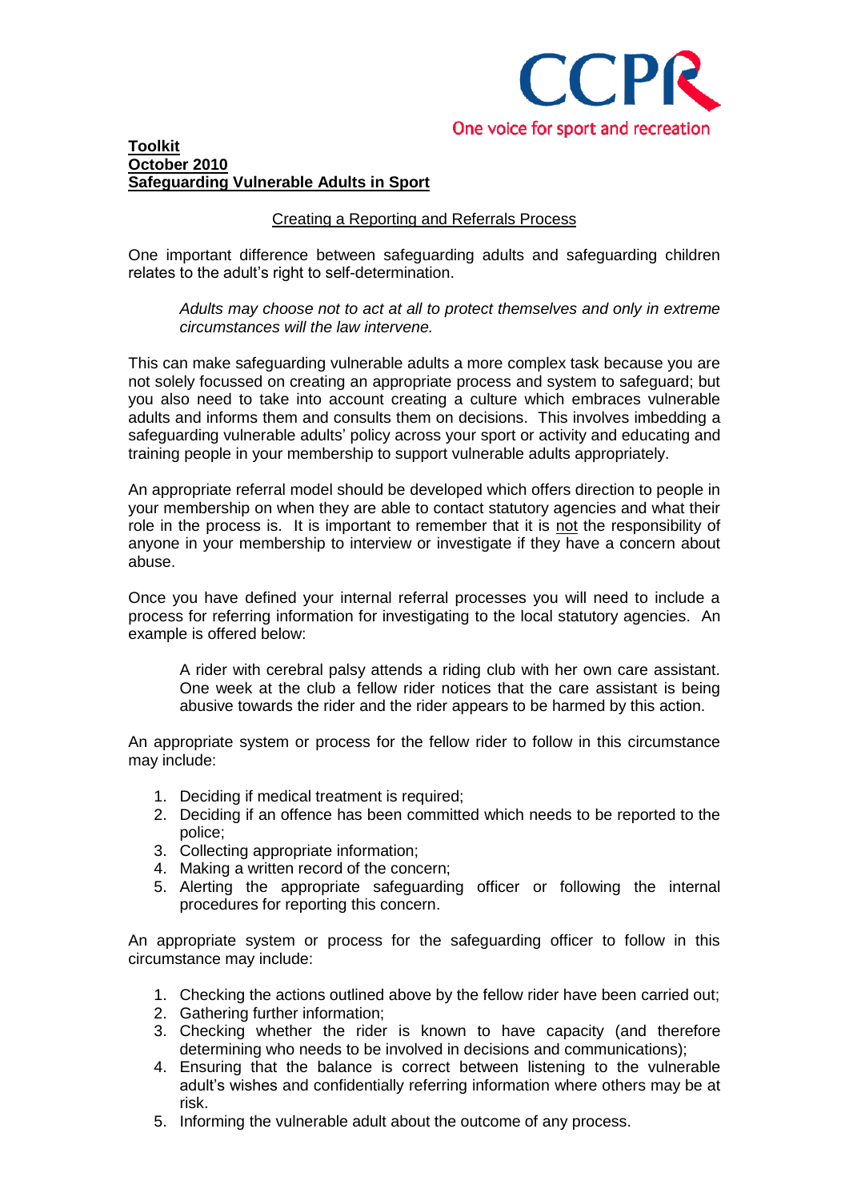CCPR

One voice for sport and recreation

**<u>Toolkit</u>**
**<u>October 2010</u>**
**<u>Safeguarding Vulnerable Adults in Sport</u>**

<u>Creating a Reporting and Referrals Process</u>

One important difference between safeguarding adults and safeguarding children relates to the adult's right to self-determination.

> *Adults may choose not to act at all to protect themselves and only in extreme circumstances will the law intervene.*

This can make safeguarding vulnerable adults a more complex task because you are not solely focussed on creating an appropriate process and system to safeguard; but you also need to take into account creating a culture which embraces vulnerable adults and informs them and consults them on decisions. This involves imbedding a safeguarding vulnerable adults' policy across your sport or activity and educating and training people in your membership to support vulnerable adults appropriately.

An appropriate referral model should be developed which offers direction to people in your membership on when they are able to contact statutory agencies and what their role in the process is. It is important to remember that it is <u>not</u> the responsibility of anyone in your membership to interview or investigate if they have a concern about abuse.

Once you have defined your internal referral processes you will need to include a process for referring information for investigating to the local statutory agencies. An example is offered below:

> A rider with cerebral palsy attends a riding club with her own care assistant. One week at the club a fellow rider notices that the care assistant is being abusive towards the rider and the rider appears to be harmed by this action.

An appropriate system or process for the fellow rider to follow in this circumstance may include:

1. Deciding if medical treatment is required;
2. Deciding if an offence has been committed which needs to be reported to the police;
3. Collecting appropriate information;
4. Making a written record of the concern;
5. Alerting the appropriate safeguarding officer or following the internal procedures for reporting this concern.

An appropriate system or process for the safeguarding officer to follow in this circumstance may include:

1. Checking the actions outlined above by the fellow rider have been carried out;
2. Gathering further information;
3. Checking whether the rider is known to have capacity (and therefore determining who needs to be involved in decisions and communications);
4. Ensuring that the balance is correct between listening to the vulnerable adult's wishes and confidentially referring information where others may be at risk.
5. Informing the vulnerable adult about the outcome of any process.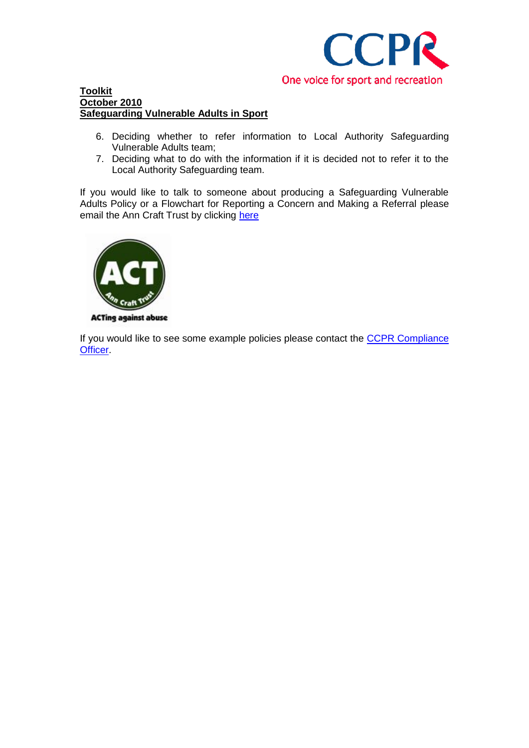**Toolkit**
**October 2010**
**Safeguarding Vulnerable Adults in Sport**

6. Deciding whether to refer information to Local Authority Safeguarding Vulnerable Adults team;
7. Deciding what to do with the information if it is decided not to refer it to the Local Authority Safeguarding team.

If you would like to talk to someone about producing a Safeguarding Vulnerable Adults Policy or a Flowchart for Reporting a Concern and Making a Referral please email the Ann Craft Trust by clicking here

If you would like to see some example policies please contact the CCPR Compliance Officer.